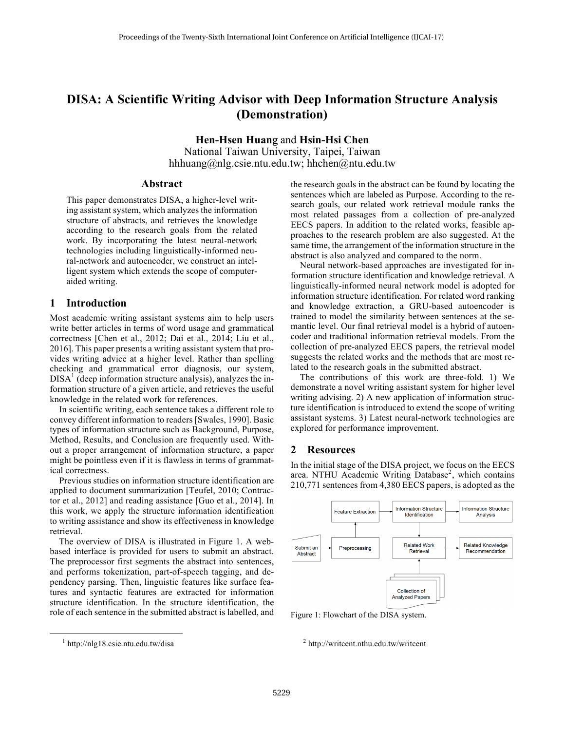# DISA: A Scientific Writing Advisor with Deep Information Structure Analysis (Demonstration)

**Hen-Hsen Huang** and **Hsin-Hsi Chen**
National Taiwan University, Taipei, Taiwan
hhhuang@nlg.csie.ntu.edu.tw; hhchen@ntu.edu.tw

## Abstract

This paper demonstrates DISA, a higher-level writing assistant system, which analyzes the information structure of abstracts, and retrieves the knowledge according to the research goals from the related work. By incorporating the latest neural-network technologies including linguistically-informed neural-network and autoencoder, we construct an intelligent system which extends the scope of computer-aided writing.

## 1 Introduction

Most academic writing assistant systems aim to help users write better articles in terms of word usage and grammatical correctness [Chen et al., 2012; Dai et al., 2014; Liu et al., 2016]. This paper presents a writing assistant system that provides writing advice at a higher level. Rather than spelling checking and grammatical error diagnosis, our system, DISA[1] (deep information structure analysis), analyzes the information structure of a given article, and retrieves the useful knowledge in the related work for references.

In scientific writing, each sentence takes a different role to convey different information to readers [Swales, 1990]. Basic types of information structure such as Background, Purpose, Method, Results, and Conclusion are frequently used. Without a proper arrangement of information structure, a paper might be pointless even if it is flawless in terms of grammatical correctness.

Previous studies on information structure identification are applied to document summarization [Teufel, 2010; Contractor et al., 2012] and reading assistance [Guo et al., 2014]. In this work, we apply the structure information identification to writing assistance and show its effectiveness in knowledge retrieval.

The overview of DISA is illustrated in Figure 1. A web-based interface is provided for users to submit an abstract. The preprocessor first segments the abstract into sentences, and performs tokenization, part-of-speech tagging, and dependency parsing. Then, linguistic features like surface features and syntactic features are extracted for information structure identification. In the structure identification, the role of each sentence in the submitted abstract is labelled, and the research goals in the abstract can be found by locating the sentences which are labeled as Purpose. According to the research goals, our related work retrieval module ranks the most related passages from a collection of pre-analyzed EECS papers. In addition to the related works, feasible approaches to the research problem are also suggested. At the same time, the arrangement of the information structure in the abstract is also analyzed and compared to the norm.

Neural network-based approaches are investigated for information structure identification and knowledge retrieval. A linguistically-informed neural network model is adopted for information structure identification. For related word ranking and knowledge extraction, a GRU-based autoencoder is trained to model the similarity between sentences at the semantic level. Our final retrieval model is a hybrid of autoencoder and traditional information retrieval models. From the collection of pre-analyzed EECS papers, the retrieval model suggests the related works and the methods that are most related to the research goals in the submitted abstract.

The contributions of this work are three-fold. 1) We demonstrate a novel writing assistant system for higher level writing advising. 2) A new application of information structure identification is introduced to extend the scope of writing assistant systems. 3) Latest neural-network technologies are explored for performance improvement.

## 2 Resources

In the initial stage of the DISA project, we focus on the EECS area. NTHU Academic Writing Database[2], which contains 210,771 sentences from 4,380 EECS papers, is adopted as the

Figure 1: Flowchart of the DISA system.

[1] http://nlg18.csie.ntu.edu.tw/disa

[2] http://writcent.nthu.edu.tw/writcent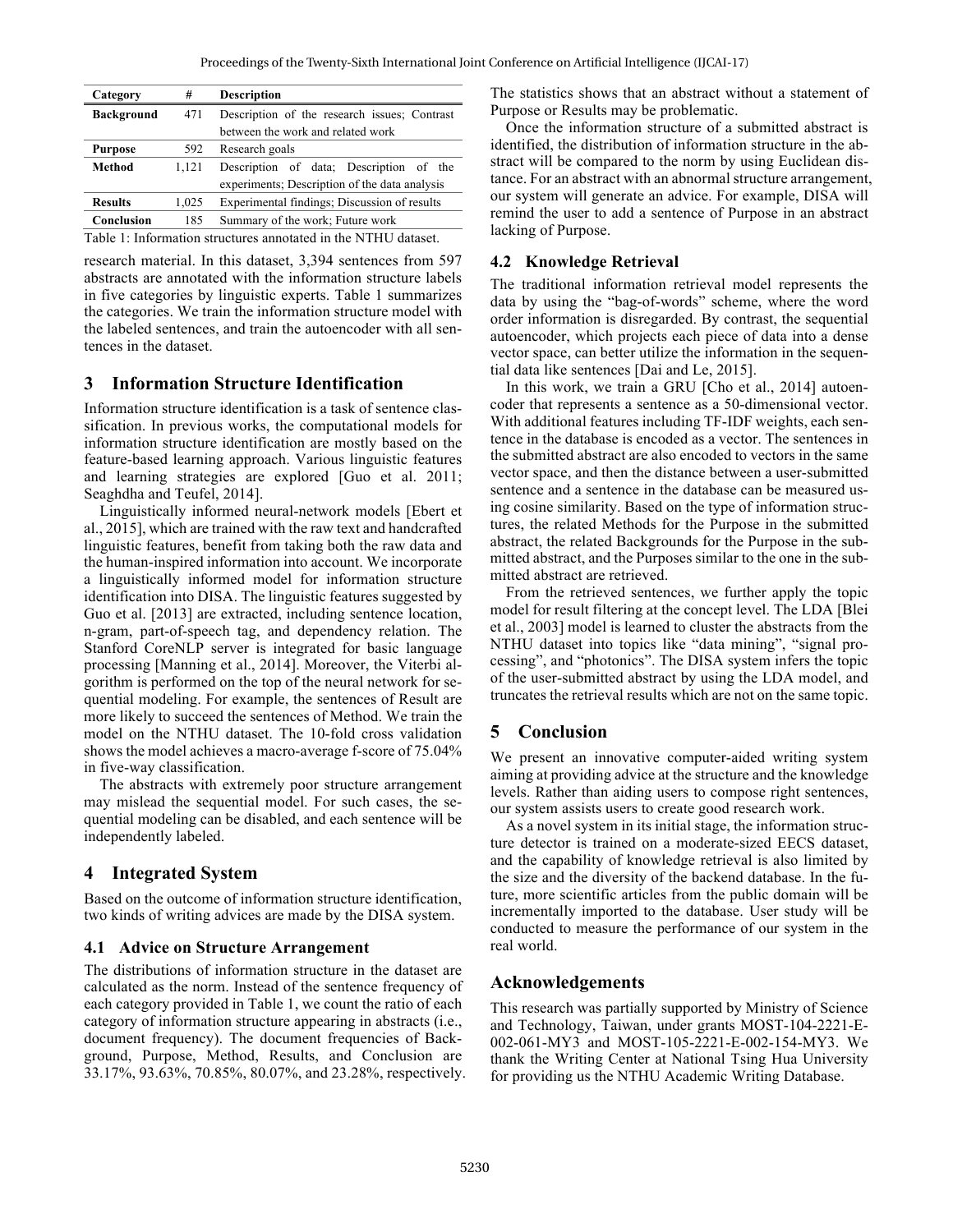| Category | # | Description |
|---|---|---|
| **Background** | 471 | Description of the research issues; Contrast between the work and related work |
| **Purpose** | 592 | Research goals |
| **Method** | 1,121 | Description of data; Description of the experiments; Description of the data analysis |
| **Results** | 1,025 | Experimental findings; Discussion of results |
| **Conclusion** | 185 | Summary of the work; Future work |

Table 1: Information structures annotated in the NTHU dataset.

research material. In this dataset, 3,394 sentences from 597 abstracts are annotated with the information structure labels in five categories by linguistic experts. Table 1 summarizes the categories. We train the information structure model with the labeled sentences, and train the autoencoder with all sentences in the dataset.

## 3 Information Structure Identification

Information structure identification is a task of sentence classification. In previous works, the computational models for information structure identification are mostly based on the feature-based learning approach. Various linguistic features and learning strategies are explored [Guo et al. 2011; Seaghdha and Teufel, 2014].

Linguistically informed neural-network models [Ebert et al., 2015], which are trained with the raw text and handcrafted linguistic features, benefit from taking both the raw data and the human-inspired information into account. We incorporate a linguistically informed model for information structure identification into DISA. The linguistic features suggested by Guo et al. [2013] are extracted, including sentence location, n-gram, part-of-speech tag, and dependency relation. The Stanford CoreNLP server is integrated for basic language processing [Manning et al., 2014]. Moreover, the Viterbi algorithm is performed on the top of the neural network for sequential modeling. For example, the sentences of Result are more likely to succeed the sentences of Method. We train the model on the NTHU dataset. The 10-fold cross validation shows the model achieves a macro-average f-score of 75.04% in five-way classification.

The abstracts with extremely poor structure arrangement may mislead the sequential model. For such cases, the sequential modeling can be disabled, and each sentence will be independently labeled.

## 4 Integrated System

Based on the outcome of information structure identification, two kinds of writing advices are made by the DISA system.

### 4.1 Advice on Structure Arrangement

The distributions of information structure in the dataset are calculated as the norm. Instead of the sentence frequency of each category provided in Table 1, we count the ratio of each category of information structure appearing in abstracts (i.e., document frequency). The document frequencies of Background, Purpose, Method, Results, and Conclusion are 33.17%, 93.63%, 70.85%, 80.07%, and 23.28%, respectively. The statistics shows that an abstract without a statement of Purpose or Results may be problematic.

Once the information structure of a submitted abstract is identified, the distribution of information structure in the abstract will be compared to the norm by using Euclidean distance. For an abstract with an abnormal structure arrangement, our system will generate an advice. For example, DISA will remind the user to add a sentence of Purpose in an abstract lacking of Purpose.

### 4.2 Knowledge Retrieval

The traditional information retrieval model represents the data by using the "bag-of-words" scheme, where the word order information is disregarded. By contrast, the sequential autoencoder, which projects each piece of data into a dense vector space, can better utilize the information in the sequential data like sentences [Dai and Le, 2015].

In this work, we train a GRU [Cho et al., 2014] autoencoder that represents a sentence as a 50-dimensional vector. With additional features including TF-IDF weights, each sentence in the database is encoded as a vector. The sentences in the submitted abstract are also encoded to vectors in the same vector space, and then the distance between a user-submitted sentence and a sentence in the database can be measured using cosine similarity. Based on the type of information structures, the related Methods for the Purpose in the submitted abstract, the related Backgrounds for the Purpose in the submitted abstract, and the Purposes similar to the one in the submitted abstract are retrieved.

From the retrieved sentences, we further apply the topic model for result filtering at the concept level. The LDA [Blei et al., 2003] model is learned to cluster the abstracts from the NTHU dataset into topics like "data mining", "signal processing", and "photonics". The DISA system infers the topic of the user-submitted abstract by using the LDA model, and truncates the retrieval results which are not on the same topic.

## 5 Conclusion

We present an innovative computer-aided writing system aiming at providing advice at the structure and the knowledge levels. Rather than aiding users to compose right sentences, our system assists users to create good research work.

As a novel system in its initial stage, the information structure detector is trained on a moderate-sized EECS dataset, and the capability of knowledge retrieval is also limited by the size and the diversity of the backend database. In the future, more scientific articles from the public domain will be incrementally imported to the database. User study will be conducted to measure the performance of our system in the real world.

## Acknowledgements

This research was partially supported by Ministry of Science and Technology, Taiwan, under grants MOST-104-2221-E-002-061-MY3 and MOST-105-2221-E-002-154-MY3. We thank the Writing Center at National Tsing Hua University for providing us the NTHU Academic Writing Database.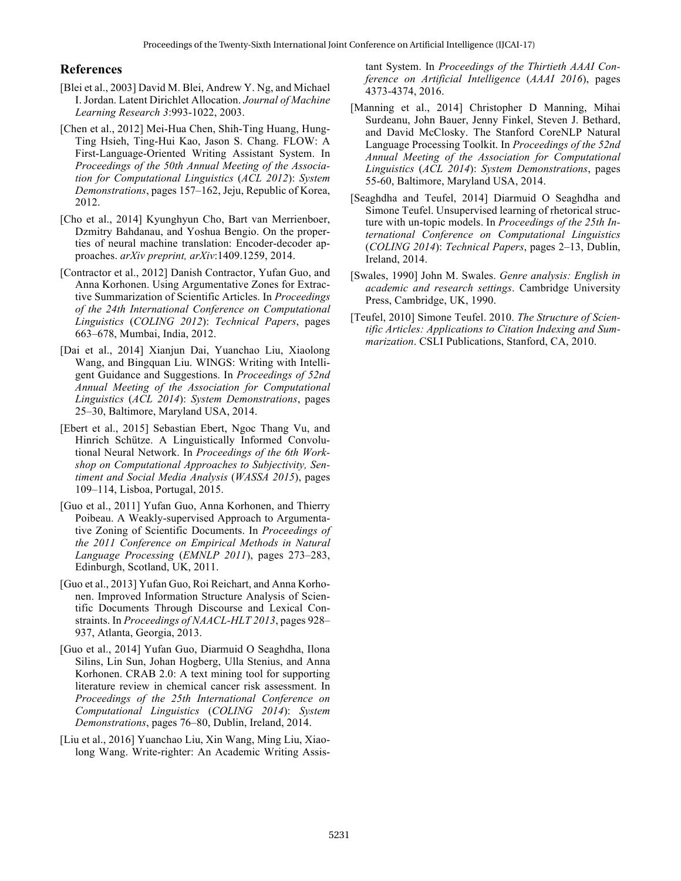## References

[Blei et al., 2003] David M. Blei, Andrew Y. Ng, and Michael I. Jordan. Latent Dirichlet Allocation. *Journal of Machine Learning Research 3*:993-1022, 2003.

[Chen et al., 2012] Mei-Hua Chen, Shih-Ting Huang, Hung-Ting Hsieh, Ting-Hui Kao, Jason S. Chang. FLOW: A First-Language-Oriented Writing Assistant System. In *Proceedings of the 50th Annual Meeting of the Association for Computational Linguistics* (*ACL 2012*): *System Demonstrations*, pages 157–162, Jeju, Republic of Korea, 2012.

[Cho et al., 2014] Kyunghyun Cho, Bart van Merrienboer, Dzmitry Bahdanau, and Yoshua Bengio. On the properties of neural machine translation: Encoder-decoder approaches. *arXiv preprint, arXiv*:1409.1259, 2014.

[Contractor et al., 2012] Danish Contractor, Yufan Guo, and Anna Korhonen. Using Argumentative Zones for Extractive Summarization of Scientific Articles. In *Proceedings of the 24th International Conference on Computational Linguistics* (*COLING 2012*): *Technical Papers*, pages 663–678, Mumbai, India, 2012.

[Dai et al., 2014] Xianjun Dai, Yuanchao Liu, Xiaolong Wang, and Bingquan Liu. WINGS: Writing with Intelligent Guidance and Suggestions. In *Proceedings of 52nd Annual Meeting of the Association for Computational Linguistics* (*ACL 2014*): *System Demonstrations*, pages 25–30, Baltimore, Maryland USA, 2014.

[Ebert et al., 2015] Sebastian Ebert, Ngoc Thang Vu, and Hinrich Schütze. A Linguistically Informed Convolutional Neural Network. In *Proceedings of the 6th Workshop on Computational Approaches to Subjectivity, Sentiment and Social Media Analysis* (*WASSA 2015*), pages 109–114, Lisboa, Portugal, 2015.

[Guo et al., 2011] Yufan Guo, Anna Korhonen, and Thierry Poibeau. A Weakly-supervised Approach to Argumentative Zoning of Scientific Documents. In *Proceedings of the 2011 Conference on Empirical Methods in Natural Language Processing* (*EMNLP 2011*), pages 273–283, Edinburgh, Scotland, UK, 2011.

[Guo et al., 2013] Yufan Guo, Roi Reichart, and Anna Korhonen. Improved Information Structure Analysis of Scientific Documents Through Discourse and Lexical Constraints. In *Proceedings of NAACL-HLT 2013*, pages 928–937, Atlanta, Georgia, 2013.

[Guo et al., 2014] Yufan Guo, Diarmuid O Seaghdha, Ilona Silins, Lin Sun, Johan Hogberg, Ulla Stenius, and Anna Korhonen. CRAB 2.0: A text mining tool for supporting literature review in chemical cancer risk assessment. In *Proceedings of the 25th International Conference on Computational Linguistics* (*COLING 2014*): *System Demonstrations*, pages 76–80, Dublin, Ireland, 2014.

[Liu et al., 2016] Yuanchao Liu, Xin Wang, Ming Liu, Xiaolong Wang. Write-righter: An Academic Writing Assistant System. In *Proceedings of the Thirtieth AAAI Conference on Artificial Intelligence* (*AAAI 2016*), pages 4373-4374, 2016.

[Manning et al., 2014] Christopher D Manning, Mihai Surdeanu, John Bauer, Jenny Finkel, Steven J. Bethard, and David McClosky. The Stanford CoreNLP Natural Language Processing Toolkit. In *Proceedings of the 52nd Annual Meeting of the Association for Computational Linguistics* (*ACL 2014*): *System Demonstrations*, pages 55-60, Baltimore, Maryland USA, 2014.

[Seaghdha and Teufel, 2014] Diarmuid O Seaghdha and Simone Teufel. Unsupervised learning of rhetorical structure with un-topic models. In *Proceedings of the 25th International Conference on Computational Linguistics* (*COLING 2014*): *Technical Papers*, pages 2–13, Dublin, Ireland, 2014.

[Swales, 1990] John M. Swales. *Genre analysis: English in academic and research settings*. Cambridge University Press, Cambridge, UK, 1990.

[Teufel, 2010] Simone Teufel. 2010. *The Structure of Scientific Articles: Applications to Citation Indexing and Summarization*. CSLI Publications, Stanford, CA, 2010.